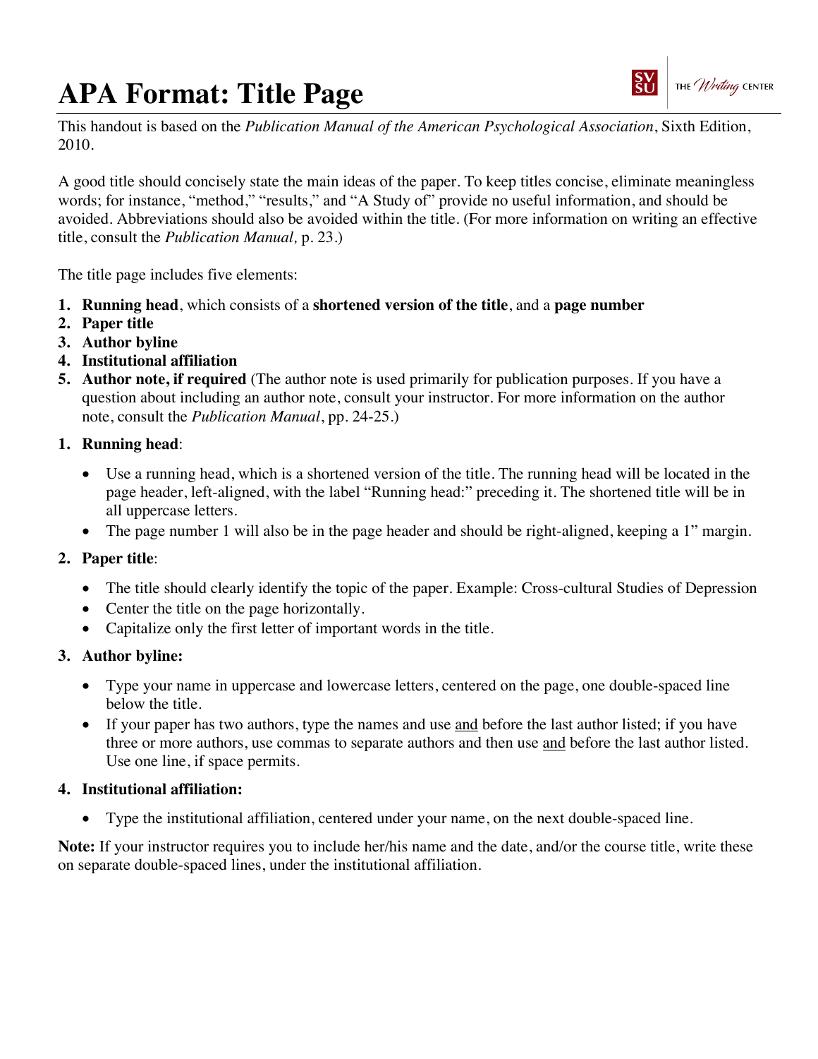# APA Format: Title Page

This handout is based on the *Publication Manual of the American Psychological Association*, Sixth Edition, 2010.

A good title should concisely state the main ideas of the paper. To keep titles concise, eliminate meaningless words; for instance, “method,” “results,” and “A Study of” provide no useful information, and should be avoided. Abbreviations should also be avoided within the title. (For more information on writing an effective title, consult the *Publication Manual,* p. 23.)

The title page includes five elements:

1. **Running head**, which consists of a **shortened version of the title**, and a **page number**
2. **Paper title**
3. **Author byline**
4. **Institutional affiliation**
5. **Author note, if required** (The author note is used primarily for publication purposes. If you have a question about including an author note, consult your instructor. For more information on the author note, consult the *Publication Manual*, pp. 24-25.)

1. **Running head**:
   - Use a running head, which is a shortened version of the title. The running head will be located in the page header, left-aligned, with the label “Running head:” preceding it. The shortened title will be in all uppercase letters.
   - The page number 1 will also be in the page header and should be right-aligned, keeping a 1” margin.

2. **Paper title**:
   - The title should clearly identify the topic of the paper. Example: Cross-cultural Studies of Depression
   - Center the title on the page horizontally.
   - Capitalize only the first letter of important words in the title.

3. **Author byline:**
   - Type your name in uppercase and lowercase letters, centered on the page, one double-spaced line below the title.
   - If your paper has two authors, type the names and use <u>and</u> before the last author listed; if you have three or more authors, use commas to separate authors and then use <u>and</u> before the last author listed. Use one line, if space permits.

4. **Institutional affiliation:**
   - Type the institutional affiliation, centered under your name, on the next double-spaced line.

**Note:** If your instructor requires you to include her/his name and the date, and/or the course title, write these on separate double-spaced lines, under the institutional affiliation.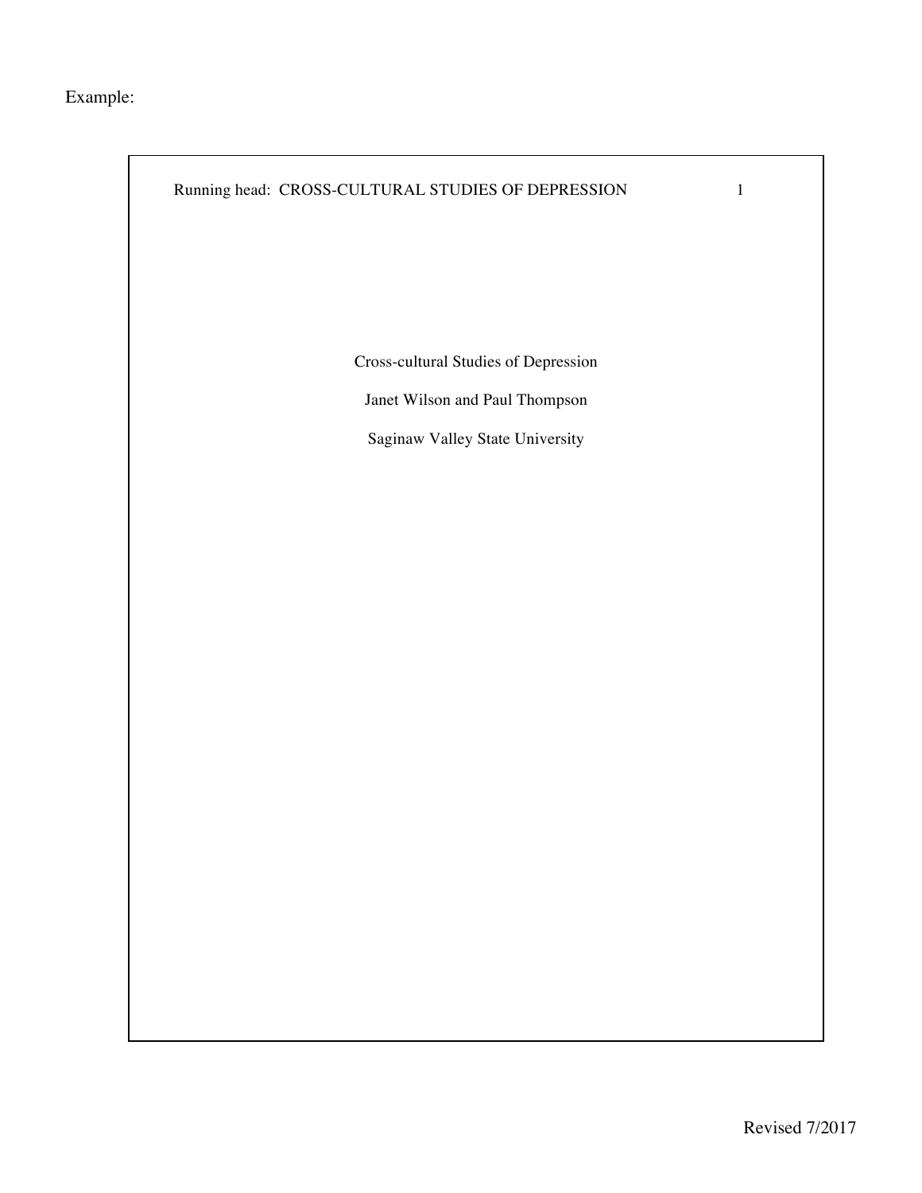Example:

Running head: CROSS-CULTURAL STUDIES OF DEPRESSION 1

Cross-cultural Studies of Depression

Janet Wilson and Paul Thompson

Saginaw Valley State University

Revised 7/2017